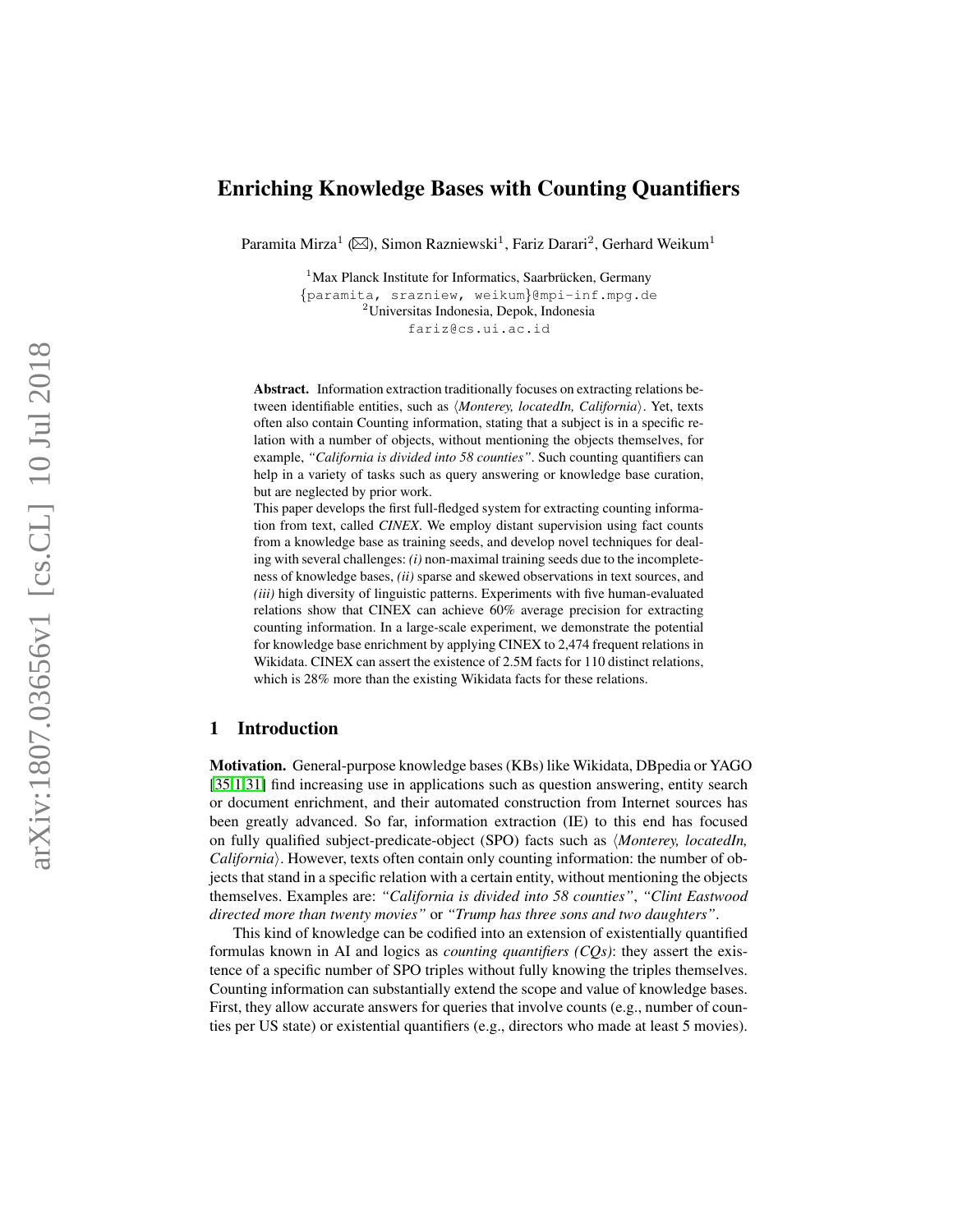# Enriching Knowledge Bases with Counting Quantifiers

Paramita Mirza[1] (✉), Simon Razniewski[1], Fariz Darari[2], Gerhard Weikum[1]

[1]Max Planck Institute for Informatics, Saarbrücken, Germany
{paramita, srazniew, weikum}@mpi-inf.mpg.de
[2]Universitas Indonesia, Depok, Indonesia
fariz@cs.ui.ac.id

**Abstract.** Information extraction traditionally focuses on extracting relations between identifiable entities, such as ⟨*Monterey, locatedIn, California*⟩. Yet, texts often also contain Counting information, stating that a subject is in a specific relation with a number of objects, without mentioning the objects themselves, for example, *"California is divided into 58 counties"*. Such counting quantifiers can help in a variety of tasks such as query answering or knowledge base curation, but are neglected by prior work.

This paper develops the first full-fledged system for extracting counting information from text, called *CINEX*. We employ distant supervision using fact counts from a knowledge base as training seeds, and develop novel techniques for dealing with several challenges: *(i)* non-maximal training seeds due to the incompleteness of knowledge bases, *(ii)* sparse and skewed observations in text sources, and *(iii)* high diversity of linguistic patterns. Experiments with five human-evaluated relations show that CINEX can achieve 60% average precision for extracting counting information. In a large-scale experiment, we demonstrate the potential for knowledge base enrichment by applying CINEX to 2,474 frequent relations in Wikidata. CINEX can assert the existence of 2.5M facts for 110 distinct relations, which is 28% more than the existing Wikidata facts for these relations.

## 1 Introduction

**Motivation.** General-purpose knowledge bases (KBs) like Wikidata, DBpedia or YAGO [35,1,31] find increasing use in applications such as question answering, entity search or document enrichment, and their automated construction from Internet sources has been greatly advanced. So far, information extraction (IE) to this end has focused on fully qualified subject-predicate-object (SPO) facts such as ⟨*Monterey, locatedIn, California*⟩. However, texts often contain only counting information: the number of objects that stand in a specific relation with a certain entity, without mentioning the objects themselves. Examples are: *"California is divided into 58 counties"*, *"Clint Eastwood directed more than twenty movies"* or *"Trump has three sons and two daughters"*.

This kind of knowledge can be codified into an extension of existentially quantified formulas known in AI and logics as *counting quantifiers (CQs)*: they assert the existence of a specific number of SPO triples without fully knowing the triples themselves. Counting information can substantially extend the scope and value of knowledge bases. First, they allow accurate answers for queries that involve counts (e.g., number of counties per US state) or existential quantifiers (e.g., directors who made at least 5 movies).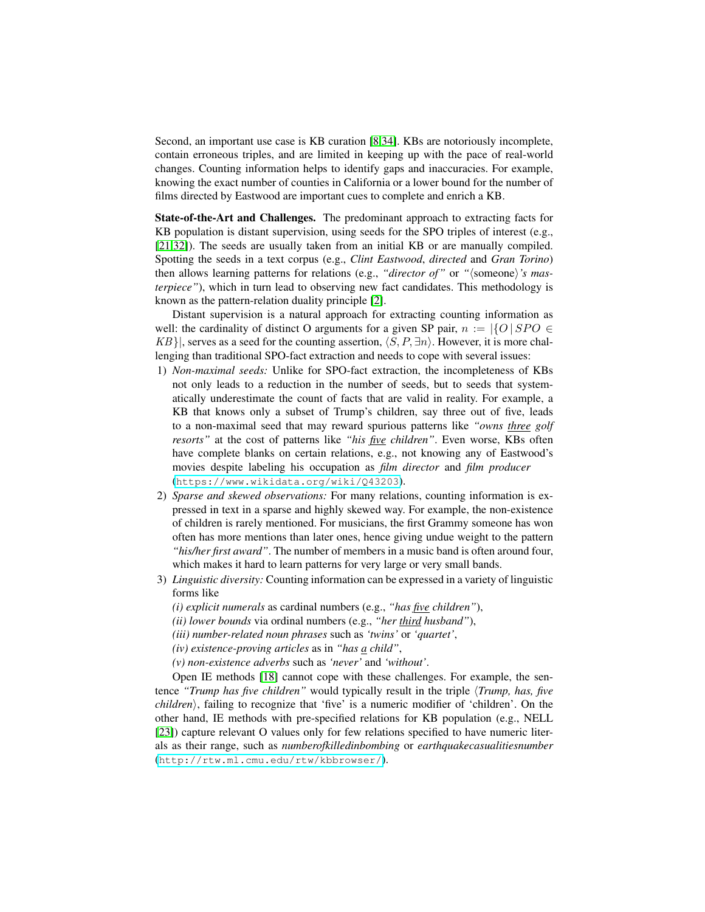Second, an important use case is KB curation [8,34]. KBs are notoriously incomplete, contain erroneous triples, and are limited in keeping up with the pace of real-world changes. Counting information helps to identify gaps and inaccuracies. For example, knowing the exact number of counties in California or a lower bound for the number of films directed by Eastwood are important cues to complete and enrich a KB.

**State-of-the-Art and Challenges.** The predominant approach to extracting facts for KB population is distant supervision, using seeds for the SPO triples of interest (e.g., [21,32]). The seeds are usually taken from an initial KB or are manually compiled. Spotting the seeds in a text corpus (e.g., *Clint Eastwood*, *directed* and *Gran Torino*) then allows learning patterns for relations (e.g., *"director of"* or *"⟨someone⟩'s masterpiece"*), which in turn lead to observing new fact candidates. This methodology is known as the pattern-relation duality principle [2].

Distant supervision is a natural approach for extracting counting information as well: the cardinality of distinct O arguments for a given SP pair, $n := |\{O \,|\, SPO \in KB\}|$, serves as a seed for the counting assertion, $\langle S, P, \exists n \rangle$. However, it is more challenging than traditional SPO-fact extraction and needs to cope with several issues:

1) *Non-maximal seeds:* Unlike for SPO-fact extraction, the incompleteness of KBs not only leads to a reduction in the number of seeds, but to seeds that systematically underestimate the count of facts that are valid in reality. For example, a KB that knows only a subset of Trump's children, say three out of five, leads to a non-maximal seed that may reward spurious patterns like *"owns <u>three</u> golf resorts"* at the cost of patterns like *"his <u>five</u> children"*. Even worse, KBs often have complete blanks on certain relations, e.g., not knowing any of Eastwood's movies despite labeling his occupation as *film director* and *film producer* (https://www.wikidata.org/wiki/Q43203).
2) *Sparse and skewed observations:* For many relations, counting information is expressed in text in a sparse and highly skewed way. For example, the non-existence of children is rarely mentioned. For musicians, the first Grammy someone has won often has more mentions than later ones, hence giving undue weight to the pattern *"his/her first award"*. The number of members in a music band is often around four, which makes it hard to learn patterns for very large or very small bands.
3) *Linguistic diversity:* Counting information can be expressed in a variety of linguistic forms like
   *(i) explicit numerals* as cardinal numbers (e.g., *"has <u>five</u> children"*),
   *(ii) lower bounds* via ordinal numbers (e.g., *"her <u>third</u> husband"*),
   *(iii) number-related noun phrases* such as *'twins'* or *'quartet'*,
   *(iv) existence-proving articles* as in *"has <u>a</u> child"*,
   *(v) non-existence adverbs* such as *'never'* and *'without'*.

Open IE methods [18] cannot cope with these challenges. For example, the sentence *"Trump has five children"* would typically result in the triple ⟨*Trump, has, five children*⟩, failing to recognize that 'five' is a numeric modifier of 'children'. On the other hand, IE methods with pre-specified relations for KB population (e.g., NELL [23]) capture relevant O values only for few relations specified to have numeric literals as their range, such as *numberofkilledinbombing* or *earthquakecasualitiesnumber* (http://rtw.ml.cmu.edu/rtw/kbbrowser/).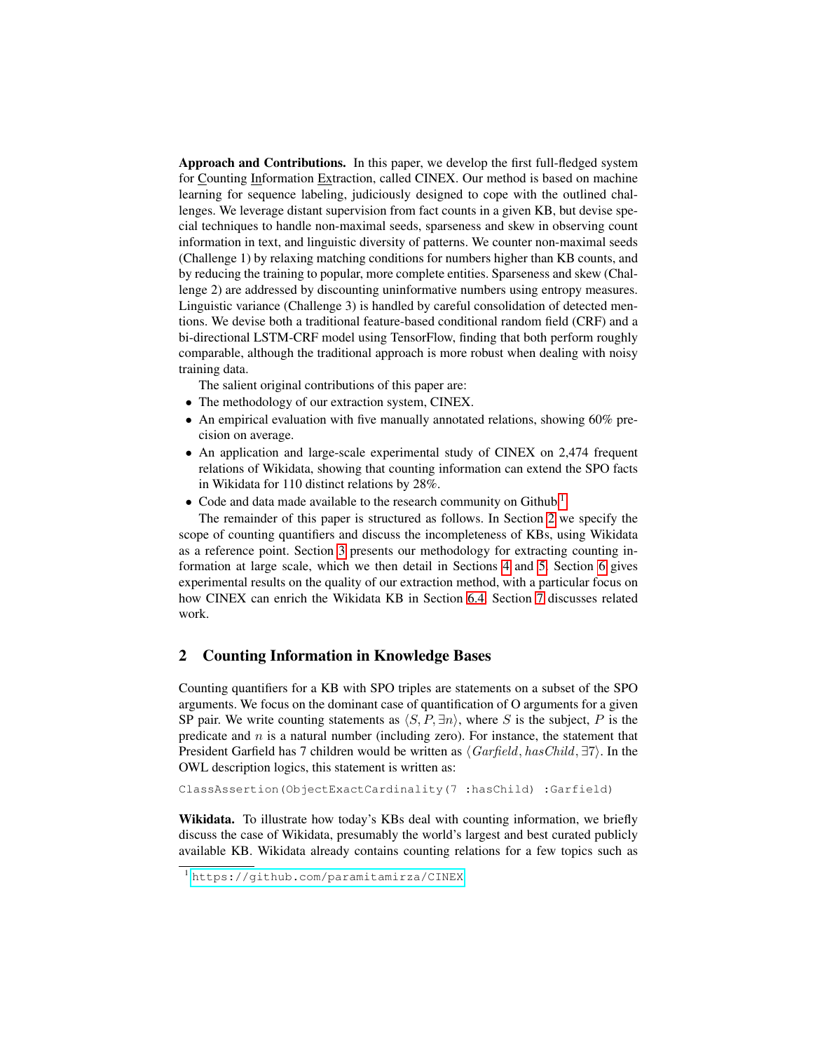**Approach and Contributions.** In this paper, we develop the first full-fledged system for Counting Information Extraction, called CINEX. Our method is based on machine learning for sequence labeling, judiciously designed to cope with the outlined challenges. We leverage distant supervision from fact counts in a given KB, but devise special techniques to handle non-maximal seeds, sparseness and skew in observing count information in text, and linguistic diversity of patterns. We counter non-maximal seeds (Challenge 1) by relaxing matching conditions for numbers higher than KB counts, and by reducing the training to popular, more complete entities. Sparseness and skew (Challenge 2) are addressed by discounting uninformative numbers using entropy measures. Linguistic variance (Challenge 3) is handled by careful consolidation of detected mentions. We devise both a traditional feature-based conditional random field (CRF) and a bi-directional LSTM-CRF model using TensorFlow, finding that both perform roughly comparable, although the traditional approach is more robust when dealing with noisy training data.

The salient original contributions of this paper are:

- The methodology of our extraction system, CINEX.
- An empirical evaluation with five manually annotated relations, showing 60% precision on average.
- An application and large-scale experimental study of CINEX on 2,474 frequent relations of Wikidata, showing that counting information can extend the SPO facts in Wikidata for 110 distinct relations by 28%.
- Code and data made available to the research community on Github[1].

The remainder of this paper is structured as follows. In Section 2 we specify the scope of counting quantifiers and discuss the incompleteness of KBs, using Wikidata as a reference point. Section 3 presents our methodology for extracting counting information at large scale, which we then detail in Sections 4 and 5. Section 6 gives experimental results on the quality of our extraction method, with a particular focus on how CINEX can enrich the Wikidata KB in Section 6.4. Section 7 discusses related work.

## 2 Counting Information in Knowledge Bases

Counting quantifiers for a KB with SPO triples are statements on a subset of the SPO arguments. We focus on the dominant case of quantification of O arguments for a given SP pair. We write counting statements as $\langle S, P, \exists n \rangle$, where $S$ is the subject, $P$ is the predicate and $n$ is a natural number (including zero). For instance, the statement that President Garfield has 7 children would be written as $\langle \mathit{Garfield}, \mathit{hasChild}, \exists 7 \rangle$. In the OWL description logics, this statement is written as:

```
ClassAssertion(ObjectExactCardinality(7 :hasChild) :Garfield)
```

**Wikidata.** To illustrate how today's KBs deal with counting information, we briefly discuss the case of Wikidata, presumably the world's largest and best curated publicly available KB. Wikidata already contains counting relations for a few topics such as

[1] https://github.com/paramitamirza/CINEX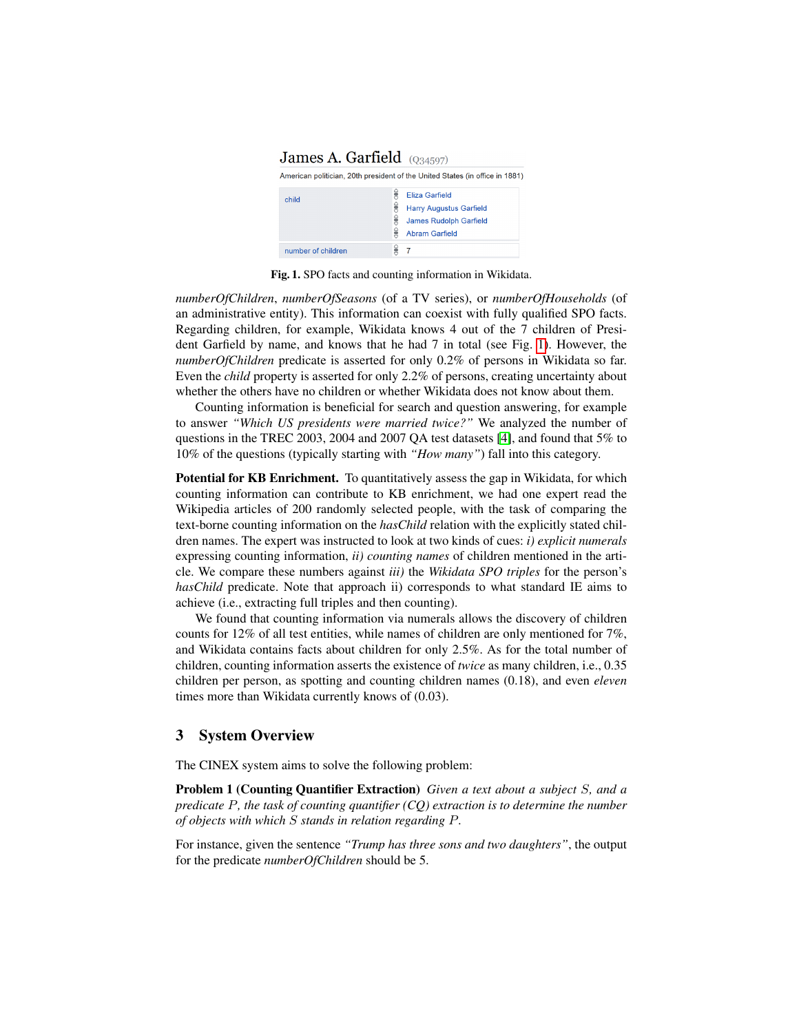James A. Garfield (Q34597)

American politician, 20th president of the United States (in office in 1881)

| | |
|---|---|
| child | Eliza Garfield |
| | Harry Augustus Garfield |
| | James Rudolph Garfield |
| | Abram Garfield |
| number of children | 7 |

**Fig. 1.** SPO facts and counting information in Wikidata.

*numberOfChildren*, *numberOfSeasons* (of a TV series), or *numberOfHouseholds* (of an administrative entity). This information can coexist with fully qualified SPO facts. Regarding children, for example, Wikidata knows 4 out of the 7 children of President Garfield by name, and knows that he had 7 in total (see Fig. 1). However, the *numberOfChildren* predicate is asserted for only 0.2% of persons in Wikidata so far. Even the *child* property is asserted for only 2.2% of persons, creating uncertainty about whether the others have no children or whether Wikidata does not know about them.

Counting information is beneficial for search and question answering, for example to answer *"Which US presidents were married twice?"* We analyzed the number of questions in the TREC 2003, 2004 and 2007 QA test datasets [4], and found that 5% to 10% of the questions (typically starting with *"How many"*) fall into this category.

**Potential for KB Enrichment.** To quantitatively assess the gap in Wikidata, for which counting information can contribute to KB enrichment, we had one expert read the Wikipedia articles of 200 randomly selected people, with the task of comparing the text-borne counting information on the *hasChild* relation with the explicitly stated children names. The expert was instructed to look at two kinds of cues: *i) explicit numerals* expressing counting information, *ii) counting names* of children mentioned in the article. We compare these numbers against *iii)* the *Wikidata SPO triples* for the person's *hasChild* predicate. Note that approach ii) corresponds to what standard IE aims to achieve (i.e., extracting full triples and then counting).

We found that counting information via numerals allows the discovery of children counts for 12% of all test entities, while names of children are only mentioned for 7%, and Wikidata contains facts about children for only 2.5%. As for the total number of children, counting information asserts the existence of *twice* as many children, i.e., 0.35 children per person, as spotting and counting children names (0.18), and even *eleven* times more than Wikidata currently knows of (0.03).

## 3 System Overview

The CINEX system aims to solve the following problem:

**Problem 1 (Counting Quantifier Extraction)** *Given a text about a subject $S$, and a predicate $P$, the task of counting quantifier (CQ) extraction is to determine the number of objects with which $S$ stands in relation regarding $P$.*

For instance, given the sentence *"Trump has three sons and two daughters"*, the output for the predicate *numberOfChildren* should be 5.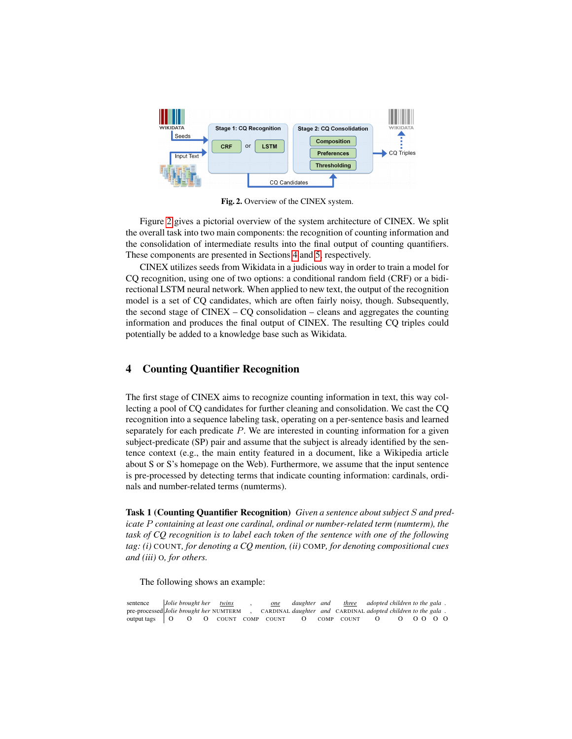WIKIDATA

Seeds

Input Text

Stage 1: CQ Recognition

CRF or LSTM

Stage 2: CQ Consolidation

Composition

Preferences

Thresholding

CQ Candidates

WIKIDATA

CQ Triples

**Fig. 2.** Overview of the CINEX system.

Figure 2 gives a pictorial overview of the system architecture of CINEX. We split the overall task into two main components: the recognition of counting information and the consolidation of intermediate results into the final output of counting quantifiers. These components are presented in Sections 4 and 5, respectively.

CINEX utilizes seeds from Wikidata in a judicious way in order to train a model for CQ recognition, using one of two options: a conditional random field (CRF) or a bidirectional LSTM neural network. When applied to new text, the output of the recognition model is a set of CQ candidates, which are often fairly noisy, though. Subsequently, the second stage of CINEX – CQ consolidation – cleans and aggregates the counting information and produces the final output of CINEX. The resulting CQ triples could potentially be added to a knowledge base such as Wikidata.

## 4 Counting Quantifier Recognition

The first stage of CINEX aims to recognize counting information in text, this way collecting a pool of CQ candidates for further cleaning and consolidation. We cast the CQ recognition into a sequence labeling task, operating on a per-sentence basis and learned separately for each predicate $P$. We are interested in counting information for a given subject-predicate (SP) pair and assume that the subject is already identified by the sentence context (e.g., the main entity featured in a document, like a Wikipedia article about S or S's homepage on the Web). Furthermore, we assume that the input sentence is pre-processed by detecting terms that indicate counting information: cardinals, ordinals and number-related terms (numterms).

**Task 1 (Counting Quantifier Recognition)** *Given a sentence about subject $S$ and predicate $P$ containing at least one cardinal, ordinal or number-related term (numterm), the task of CQ recognition is to label each token of the sentence with one of the following tag: (i)* COUNT*, for denoting a CQ mention, (ii)* COMP*, for denoting compositional cues and (iii)* O*, for others.*

The following shows an example:

| | | | | | | | | | | | | | | | |
|---|---|---|---|---|---|---|---|---|---|---|---|---|---|---|---|
| sentence | *Jolie* | *brought* | *her* | *twins* | , | *one* | *daughter* | *and* | *three* | *adopted* | *children* | *to* | *the* | *gala* | . |
| pre-processed | *Jolie* | *brought* | *her* | NUMTERM | , | CARDINAL | *daughter* | *and* | CARDINAL | *adopted* | *children* | *to* | *the* | *gala* | . |
| output tags | O | O | O | COUNT | COMP | COUNT | O | COMP | COUNT | O | O | O | O | O | O |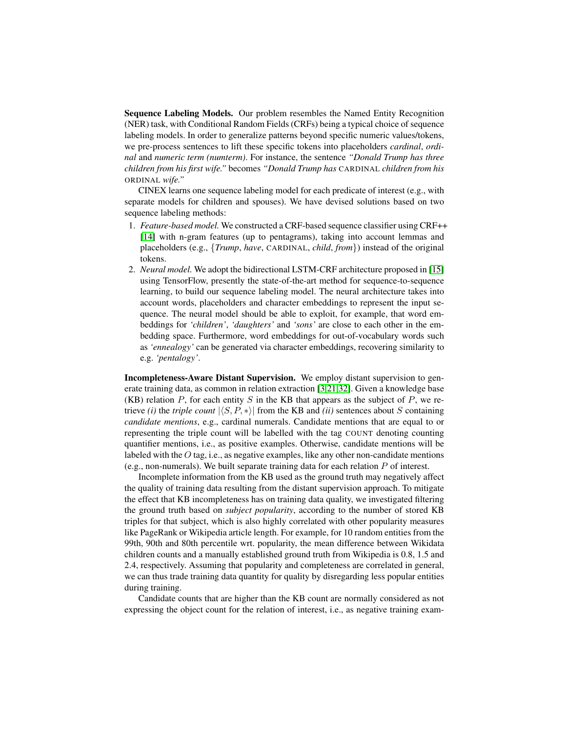**Sequence Labeling Models.** Our problem resembles the Named Entity Recognition (NER) task, with Conditional Random Fields (CRFs) being a typical choice of sequence labeling models. In order to generalize patterns beyond specific numeric values/tokens, we pre-process sentences to lift these specific tokens into placeholders *cardinal*, *ordinal* and *numeric term (numterm)*. For instance, the sentence *"Donald Trump has three children from his first wife."* becomes *"Donald Trump has* CARDINAL *children from his* ORDINAL *wife."*

CINEX learns one sequence labeling model for each predicate of interest (e.g., with separate models for children and spouses). We have devised solutions based on two sequence labeling methods:

1. *Feature-based model.* We constructed a CRF-based sequence classifier using CRF++ [14] with n-gram features (up to pentagrams), taking into account lemmas and placeholders (e.g., {*Trump*, *have*, CARDINAL, *child*, *from*}) instead of the original tokens.
2. *Neural model.* We adopt the bidirectional LSTM-CRF architecture proposed in [15] using TensorFlow, presently the state-of-the-art method for sequence-to-sequence learning, to build our sequence labeling model. The neural architecture takes into account words, placeholders and character embeddings to represent the input sequence. The neural model should be able to exploit, for example, that word embeddings for *'children'*, *'daughters'* and *'sons'* are close to each other in the embedding space. Furthermore, word embeddings for out-of-vocabulary words such as *'ennealogy'* can be generated via character embeddings, recovering similarity to e.g. *'pentalogy'*.

**Incompleteness-Aware Distant Supervision.** We employ distant supervision to generate training data, as common in relation extraction [3,21,32]. Given a knowledge base (KB) relation $P$, for each entity $S$ in the KB that appears as the subject of $P$, we retrieve *(i)* the *triple count* $|\langle S, P, *\rangle|$ from the KB and *(ii)* sentences about $S$ containing *candidate mentions*, e.g., cardinal numerals. Candidate mentions that are equal to or representing the triple count will be labelled with the tag COUNT denoting counting quantifier mentions, i.e., as positive examples. Otherwise, candidate mentions will be labeled with the $O$ tag, i.e., as negative examples, like any other non-candidate mentions (e.g., non-numerals). We built separate training data for each relation $P$ of interest.

Incomplete information from the KB used as the ground truth may negatively affect the quality of training data resulting from the distant supervision approach. To mitigate the effect that KB incompleteness has on training data quality, we investigated filtering the ground truth based on *subject popularity*, according to the number of stored KB triples for that subject, which is also highly correlated with other popularity measures like PageRank or Wikipedia article length. For example, for 10 random entities from the 99th, 90th and 80th percentile wrt. popularity, the mean difference between Wikidata children counts and a manually established ground truth from Wikipedia is 0.8, 1.5 and 2.4, respectively. Assuming that popularity and completeness are correlated in general, we can thus trade training data quantity for quality by disregarding less popular entities during training.

Candidate counts that are higher than the KB count are normally considered as not expressing the object count for the relation of interest, i.e., as negative training exam-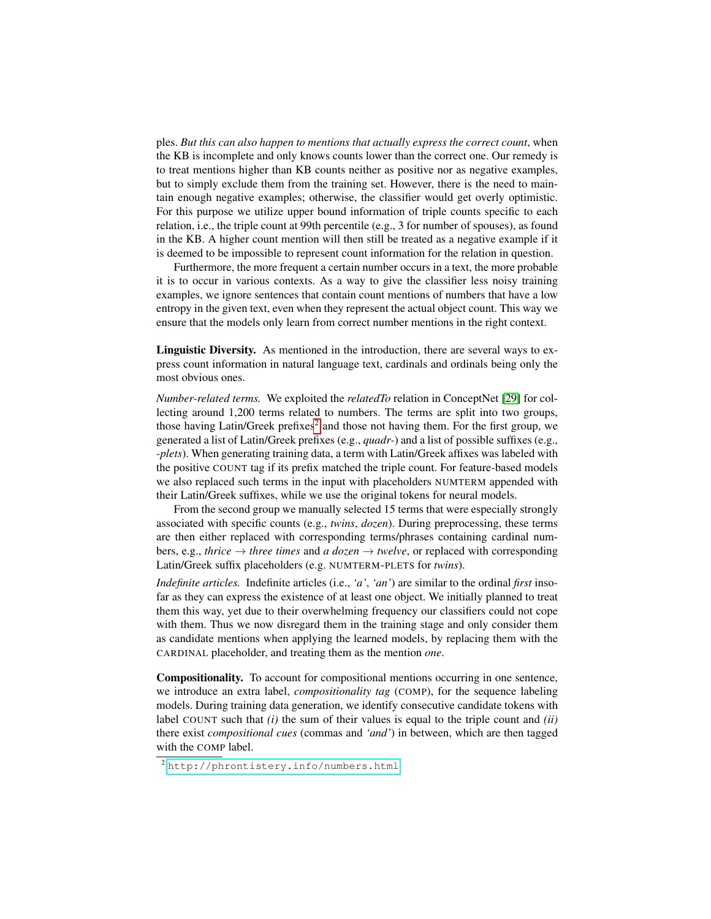ples. *But this can also happen to mentions that actually express the correct count*, when the KB is incomplete and only knows counts lower than the correct one. Our remedy is to treat mentions higher than KB counts neither as positive nor as negative examples, but to simply exclude them from the training set. However, there is the need to maintain enough negative examples; otherwise, the classifier would get overly optimistic. For this purpose we utilize upper bound information of triple counts specific to each relation, i.e., the triple count at 99th percentile (e.g., 3 for number of spouses), as found in the KB. A higher count mention will then still be treated as a negative example if it is deemed to be impossible to represent count information for the relation in question.

Furthermore, the more frequent a certain number occurs in a text, the more probable it is to occur in various contexts. As a way to give the classifier less noisy training examples, we ignore sentences that contain count mentions of numbers that have a low entropy in the given text, even when they represent the actual object count. This way we ensure that the models only learn from correct number mentions in the right context.

**Linguistic Diversity.** As mentioned in the introduction, there are several ways to express count information in natural language text, cardinals and ordinals being only the most obvious ones.

*Number-related terms.* We exploited the *relatedTo* relation in ConceptNet [29] for collecting around 1,200 terms related to numbers. The terms are split into two groups, those having Latin/Greek prefixes[2] and those not having them. For the first group, we generated a list of Latin/Greek prefixes (e.g., *quadr-*) and a list of possible suffixes (e.g., *-plets*). When generating training data, a term with Latin/Greek affixes was labeled with the positive COUNT tag if its prefix matched the triple count. For feature-based models we also replaced such terms in the input with placeholders NUMTERM appended with their Latin/Greek suffixes, while we use the original tokens for neural models.

From the second group we manually selected 15 terms that were especially strongly associated with specific counts (e.g., *twins*, *dozen*). During preprocessing, these terms are then either replaced with corresponding terms/phrases containing cardinal numbers, e.g., *thrice* → *three times* and *a dozen* → *twelve*, or replaced with corresponding Latin/Greek suffix placeholders (e.g. NUMTERM-PLETS for *twins*).

*Indefinite articles.* Indefinite articles (i.e., *'a'*, *'an'*) are similar to the ordinal *first* insofar as they can express the existence of at least one object. We initially planned to treat them this way, yet due to their overwhelming frequency our classifiers could not cope with them. Thus we now disregard them in the training stage and only consider them as candidate mentions when applying the learned models, by replacing them with the CARDINAL placeholder, and treating them as the mention *one*.

**Compositionality.** To account for compositional mentions occurring in one sentence, we introduce an extra label, *compositionality tag* (COMP), for the sequence labeling models. During training data generation, we identify consecutive candidate tokens with label COUNT such that *(i)* the sum of their values is equal to the triple count and *(ii)* there exist *compositional cues* (commas and *'and'*) in between, which are then tagged with the COMP label.

[2] http://phrontistery.info/numbers.html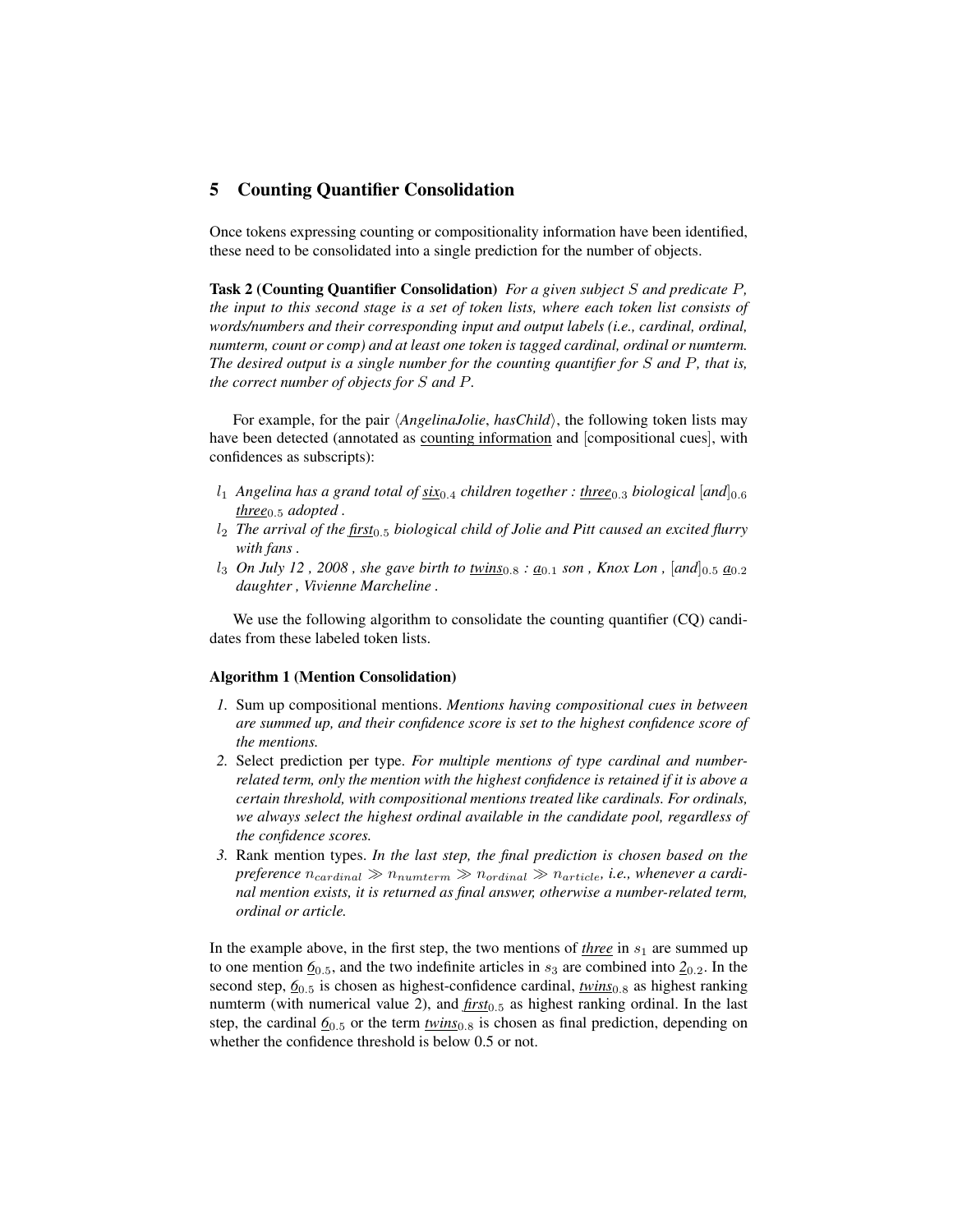## 5 Counting Quantifier Consolidation

Once tokens expressing counting or compositionality information have been identified, these need to be consolidated into a single prediction for the number of objects.

**Task 2 (Counting Quantifier Consolidation)** *For a given subject $S$ and predicate $P$, the input to this second stage is a set of token lists, where each token list consists of words/numbers and their corresponding input and output labels (i.e., cardinal, ordinal, numterm, count or comp) and at least one token is tagged cardinal, ordinal or numterm. The desired output is a single number for the counting quantifier for $S$ and $P$, that is, the correct number of objects for $S$ and $P$.*

For example, for the pair ⟨*AngelinaJolie*, *hasChild*⟩, the following token lists may have been detected (annotated as <u>counting information</u> and [compositional cues], with confidences as subscripts):

- $l_1$ *Angelina has a grand total of* <u>*six*</u>$_{0.4}$ *children together :* <u>*three*</u>$_{0.3}$ *biological* [*and*]$_{0.6}$ <u>*three*</u>$_{0.5}$ *adopted .*
- $l_2$ *The arrival of the* <u>*first*</u>$_{0.5}$ *biological child of Jolie and Pitt caused an excited flurry with fans .*
- $l_3$ *On July 12 , 2008 , she gave birth to* <u>*twins*</u>$_{0.8}$ *:* <u>*a*</u>$_{0.1}$ *son , Knox Lon ,* [*and*]$_{0.5}$ <u>*a*</u>$_{0.2}$ *daughter , Vivienne Marcheline .*

We use the following algorithm to consolidate the counting quantifier (CQ) candidates from these labeled token lists.

**Algorithm 1 (Mention Consolidation)**

1. Sum up compositional mentions. *Mentions having compositional cues in between are summed up, and their confidence score is set to the highest confidence score of the mentions.*
2. Select prediction per type. *For multiple mentions of type cardinal and number-related term, only the mention with the highest confidence is retained if it is above a certain threshold, with compositional mentions treated like cardinals. For ordinals, we always select the highest ordinal available in the candidate pool, regardless of the confidence scores.*
3. Rank mention types. *In the last step, the final prediction is chosen based on the preference $n_{cardinal} \gg n_{numterm} \gg n_{ordinal} \gg n_{article}$, i.e., whenever a cardinal mention exists, it is returned as final answer, otherwise a number-related term, ordinal or article.*

In the example above, in the first step, the two mentions of <u>*three*</u> in $s_1$ are summed up to one mention <u>*6*</u>$_{0.5}$, and the two indefinite articles in $s_3$ are combined into <u>*2*</u>$_{0.2}$. In the second step, <u>*6*</u>$_{0.5}$ is chosen as highest-confidence cardinal, <u>*twins*</u>$_{0.8}$ as highest ranking numterm (with numerical value 2), and <u>*first*</u>$_{0.5}$ as highest ranking ordinal. In the last step, the cardinal <u>*6*</u>$_{0.5}$ or the term <u>*twins*</u>$_{0.8}$ is chosen as final prediction, depending on whether the confidence threshold is below 0.5 or not.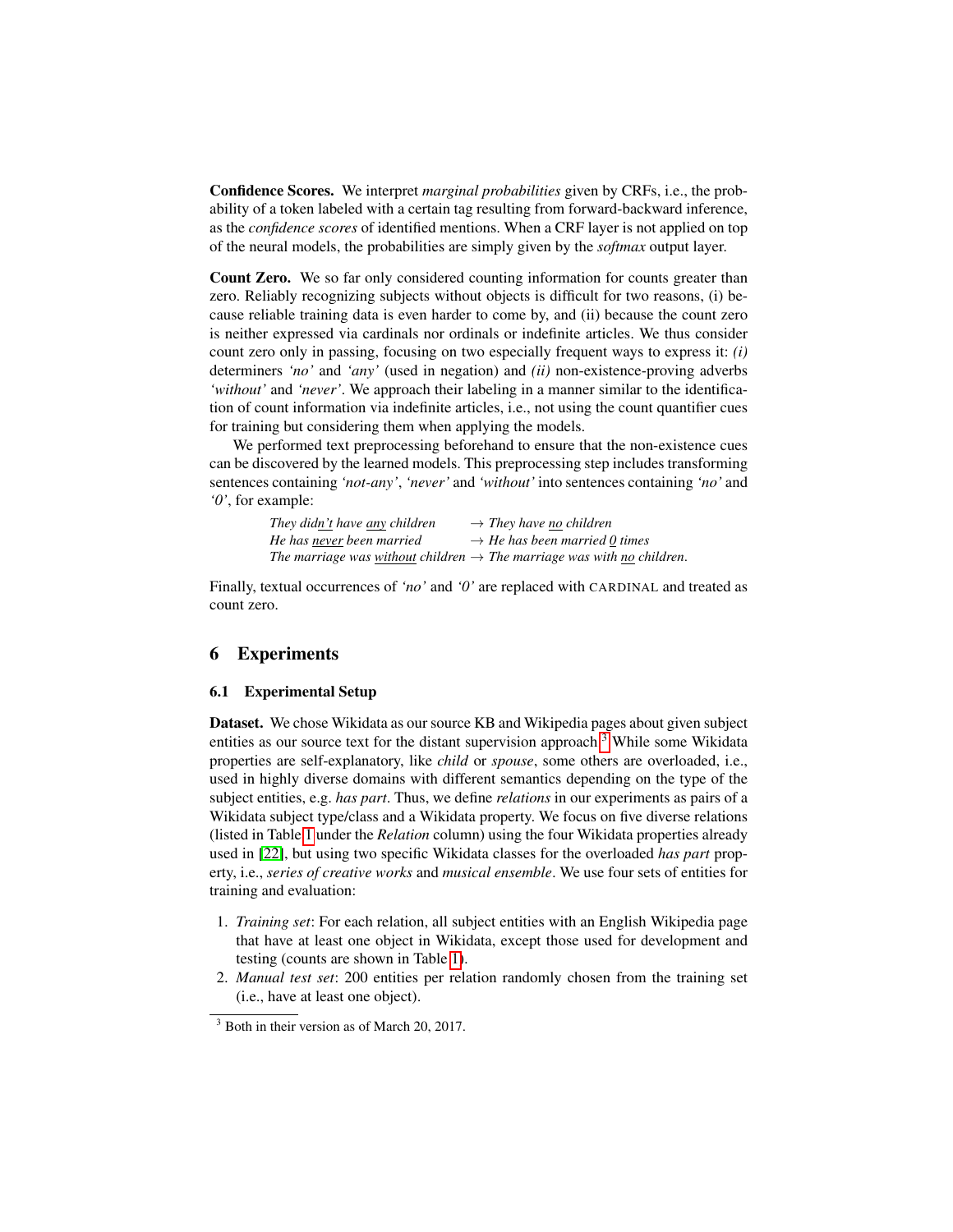**Confidence Scores.** We interpret *marginal probabilities* given by CRFs, i.e., the probability of a token labeled with a certain tag resulting from forward-backward inference, as the *confidence scores* of identified mentions. When a CRF layer is not applied on top of the neural models, the probabilities are simply given by the *softmax* output layer.

**Count Zero.** We so far only considered counting information for counts greater than zero. Reliably recognizing subjects without objects is difficult for two reasons, (i) because reliable training data is even harder to come by, and (ii) because the count zero is neither expressed via cardinals nor ordinals or indefinite articles. We thus consider count zero only in passing, focusing on two especially frequent ways to express it: *(i)* determiners *'no'* and *'any'* (used in negation) and *(ii)* non-existence-proving adverbs *'without'* and *'never'*. We approach their labeling in a manner similar to the identification of count information via indefinite articles, i.e., not using the count quantifier cues for training but considering them when applying the models.

We performed text preprocessing beforehand to ensure that the non-existence cues can be discovered by the learned models. This preprocessing step includes transforming sentences containing *'not-any'*, *'never'* and *'without'* into sentences containing *'no'* and *'0'*, for example:

*They didn't have any children* → *They have no children*
*He has never been married* → *He has been married 0 times*
*The marriage was without children* → *The marriage was with no children*.

Finally, textual occurrences of *'no'* and *'0'* are replaced with CARDINAL and treated as count zero.

## 6 Experiments

### 6.1 Experimental Setup

**Dataset.** We chose Wikidata as our source KB and Wikipedia pages about given subject entities as our source text for the distant supervision approach.[3] While some Wikidata properties are self-explanatory, like *child* or *spouse*, some others are overloaded, i.e., used in highly diverse domains with different semantics depending on the type of the subject entities, e.g. *has part*. Thus, we define *relations* in our experiments as pairs of a Wikidata subject type/class and a Wikidata property. We focus on five diverse relations (listed in Table 1 under the *Relation* column) using the four Wikidata properties already used in [22], but using two specific Wikidata classes for the overloaded *has part* property, i.e., *series of creative works* and *musical ensemble*. We use four sets of entities for training and evaluation:

1. *Training set*: For each relation, all subject entities with an English Wikipedia page that have at least one object in Wikidata, except those used for development and testing (counts are shown in Table 1).
2. *Manual test set*: 200 entities per relation randomly chosen from the training set (i.e., have at least one object).

[3] Both in their version as of March 20, 2017.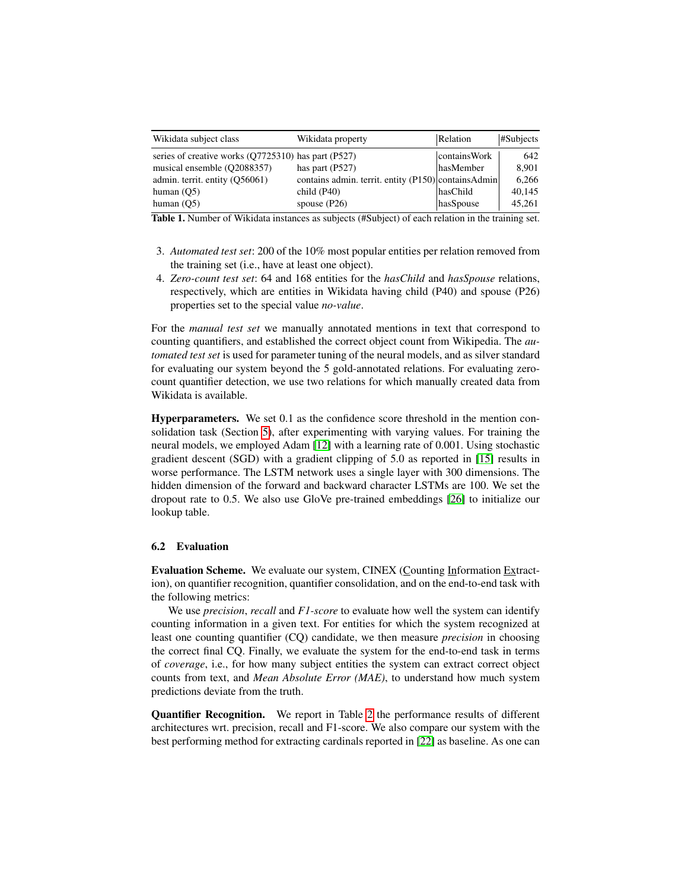| Wikidata subject class | Wikidata property | Relation | #Subjects |
|---|---|---|---|
| series of creative works (Q7725310) | has part (P527) | containsWork | 642 |
| musical ensemble (Q2088357) | has part (P527) | hasMember | 8,901 |
| admin. territ. entity (Q56061) | contains admin. territ. entity (P150) | containsAdmin | 6,266 |
| human (Q5) | child (P40) | hasChild | 40,145 |
| human (Q5) | spouse (P26) | hasSpouse | 45,261 |

**Table 1.** Number of Wikidata instances as subjects (#Subject) of each relation in the training set.

3. *Automated test set*: 200 of the 10% most popular entities per relation removed from the training set (i.e., have at least one object).
4. *Zero-count test set*: 64 and 168 entities for the *hasChild* and *hasSpouse* relations, respectively, which are entities in Wikidata having child (P40) and spouse (P26) properties set to the special value *no-value*.

For the *manual test set* we manually annotated mentions in text that correspond to counting quantifiers, and established the correct object count from Wikipedia. The *automated test set* is used for parameter tuning of the neural models, and as silver standard for evaluating our system beyond the 5 gold-annotated relations. For evaluating zero-count quantifier detection, we use two relations for which manually created data from Wikidata is available.

**Hyperparameters.** We set 0.1 as the confidence score threshold in the mention consolidation task (Section 5), after experimenting with varying values. For training the neural models, we employed Adam [12] with a learning rate of 0.001. Using stochastic gradient descent (SGD) with a gradient clipping of 5.0 as reported in [15] results in worse performance. The LSTM network uses a single layer with 300 dimensions. The hidden dimension of the forward and backward character LSTMs are 100. We set the dropout rate to 0.5. We also use GloVe pre-trained embeddings [26] to initialize our lookup table.

### 6.2 Evaluation

**Evaluation Scheme.** We evaluate our system, CINEX (Counting Information Extraction), on quantifier recognition, quantifier consolidation, and on the end-to-end task with the following metrics:

We use *precision*, *recall* and *F1-score* to evaluate how well the system can identify counting information in a given text. For entities for which the system recognized at least one counting quantifier (CQ) candidate, we then measure *precision* in choosing the correct final CQ. Finally, we evaluate the system for the end-to-end task in terms of *coverage*, i.e., for how many subject entities the system can extract correct object counts from text, and *Mean Absolute Error (MAE)*, to understand how much system predictions deviate from the truth.

**Quantifier Recognition.** We report in Table 2 the performance results of different architectures wrt. precision, recall and F1-score. We also compare our system with the best performing method for extracting cardinals reported in [22] as baseline. As one can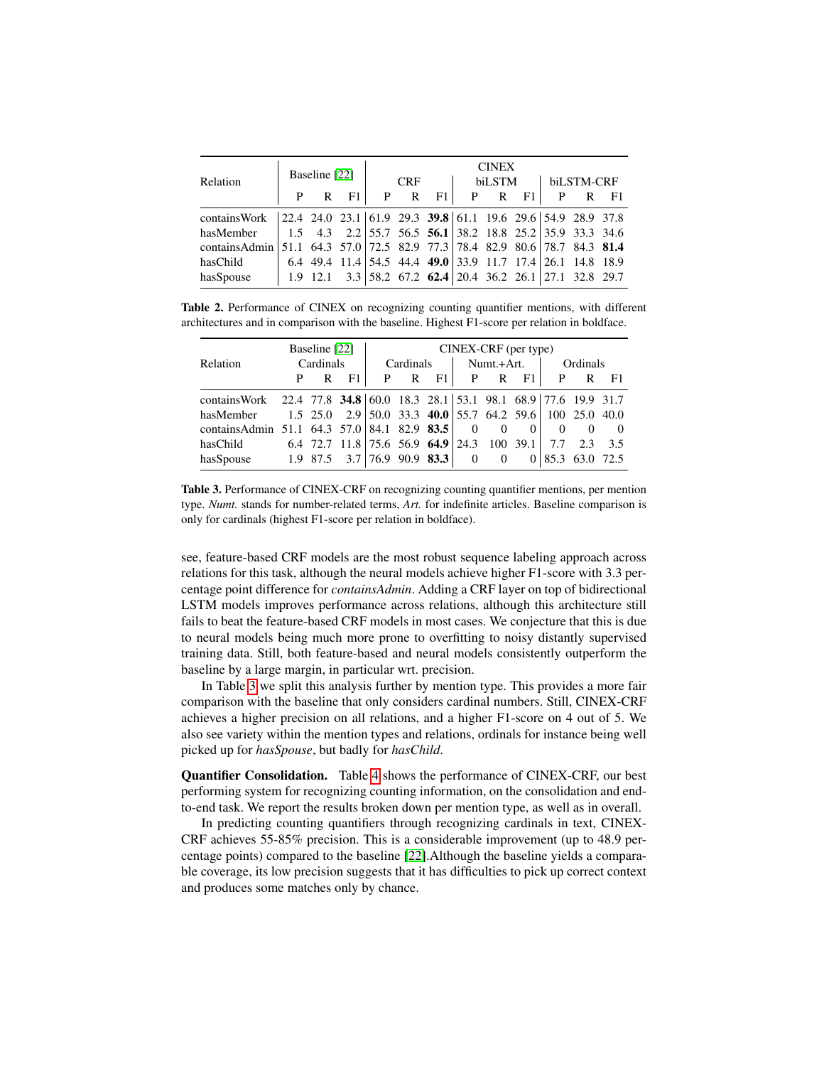| Relation | Baseline [22] | | | CINEX | | | | | | | | |
|---|---|---|---|---|---|---|---|---|---|---|---|---|
| | | | | CRF | | | biLSTM | | | biLSTM-CRF | | |
| | P | R | F1 | P | R | F1 | P | R | F1 | P | R | F1 |
| containsWork | 22.4 | 24.0 | 23.1 | 61.9 | 29.3 | **39.8** | 61.1 | 19.6 | 29.6 | 54.9 | 28.9 | 37.8 |
| hasMember | 1.5 | 4.3 | 2.2 | 55.7 | 56.5 | **56.1** | 38.2 | 18.8 | 25.2 | 35.9 | 33.3 | 34.6 |
| containsAdmin | 51.1 | 64.3 | 57.0 | 72.5 | 82.9 | 77.3 | 78.4 | 82.9 | 80.6 | 78.7 | 84.3 | **81.4** |
| hasChild | 6.4 | 49.4 | 11.4 | 54.5 | 44.4 | **49.0** | 33.9 | 11.7 | 17.4 | 26.1 | 14.8 | 18.9 |
| hasSpouse | 1.9 | 12.1 | 3.3 | 58.2 | 67.2 | **62.4** | 20.4 | 36.2 | 26.1 | 27.1 | 32.8 | 29.7 |

**Table 2.** Performance of CINEX on recognizing counting quantifier mentions, with different architectures and in comparison with the baseline. Highest F1-score per relation in boldface.

| Relation | Baseline [22] | | | CINEX-CRF (per type) | | | | | | | | |
|---|---|---|---|---|---|---|---|---|---|---|---|---|
| | Cardinals | | | Cardinals | | | Numt.+Art. | | | Ordinals | | |
| | P | R | F1 | P | R | F1 | P | R | F1 | P | R | F1 |
| containsWork | 22.4 | 77.8 | **34.8** | 60.0 | 18.3 | 28.1 | 53.1 | 98.1 | 68.9 | 77.6 | 19.9 | 31.7 |
| hasMember | 1.5 | 25.0 | 2.9 | 50.0 | 33.3 | **40.0** | 55.7 | 64.2 | 59.6 | 100 | 25.0 | 40.0 |
| containsAdmin | 51.1 | 64.3 | 57.0 | 84.1 | 82.9 | **83.5** | 0 | 0 | 0 | 0 | 0 | 0 |
| hasChild | 6.4 | 72.7 | 11.8 | 75.6 | 56.9 | **64.9** | 24.3 | 100 | 39.1 | 7.7 | 2.3 | 3.5 |
| hasSpouse | 1.9 | 87.5 | 3.7 | 76.9 | 90.9 | **83.3** | 0 | 0 | 0 | 85.3 | 63.0 | 72.5 |

**Table 3.** Performance of CINEX-CRF on recognizing counting quantifier mentions, per mention type. *Numt.* stands for number-related terms, *Art.* for indefinite articles. Baseline comparison is only for cardinals (highest F1-score per relation in boldface).

see, feature-based CRF models are the most robust sequence labeling approach across relations for this task, although the neural models achieve higher F1-score with 3.3 percentage point difference for *containsAdmin*. Adding a CRF layer on top of bidirectional LSTM models improves performance across relations, although this architecture still fails to beat the feature-based CRF models in most cases. We conjecture that this is due to neural models being much more prone to overfitting to noisy distantly supervised training data. Still, both feature-based and neural models consistently outperform the baseline by a large margin, in particular wrt. precision.

In Table 3 we split this analysis further by mention type. This provides a more fair comparison with the baseline that only considers cardinal numbers. Still, CINEX-CRF achieves a higher precision on all relations, and a higher F1-score on 4 out of 5. We also see variety within the mention types and relations, ordinals for instance being well picked up for *hasSpouse*, but badly for *hasChild*.

**Quantifier Consolidation.** Table 4 shows the performance of CINEX-CRF, our best performing system for recognizing counting information, on the consolidation and end-to-end task. We report the results broken down per mention type, as well as in overall.

In predicting counting quantifiers through recognizing cardinals in text, CINEX-CRF achieves 55-85% precision. This is a considerable improvement (up to 48.9 percentage points) compared to the baseline [22].Although the baseline yields a comparable coverage, its low precision suggests that it has difficulties to pick up correct context and produces some matches only by chance.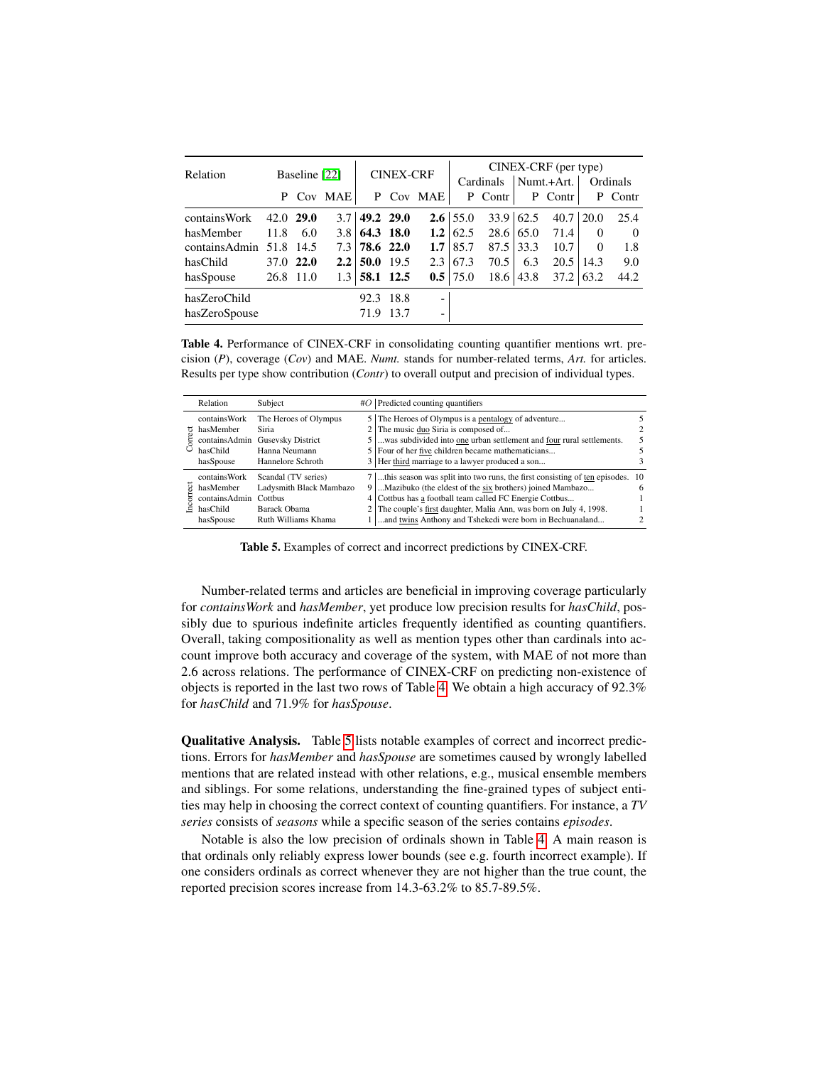| Relation | Baseline [22] | | | CINEX-CRF | | | CINEX-CRF (per type) | | | | | |
|---|---|---|---|---|---|---|---|---|---|---|---|---|
| | | | | | | | Cardinals | | Numt.+Art. | | Ordinals | |
| | P | Cov | MAE | P | Cov | MAE | P | Contr | P | Contr | P | Contr |
| containsWork | 42.0 | **29.0** | 3.7 | **49.2** | **29.0** | **2.6** | 55.0 | 33.9 | 62.5 | 40.7 | 20.0 | 25.4 |
| hasMember | 11.8 | 6.0 | 3.8 | **64.3** | **18.0** | **1.2** | 62.5 | 28.6 | 65.0 | 71.4 | 0 | 0 |
| containsAdmin | 51.8 | 14.5 | 7.3 | **78.6** | **22.0** | **1.7** | 85.7 | 87.5 | 33.3 | 10.7 | 0 | 1.8 |
| hasChild | 37.0 | **22.0** | **2.2** | **50.0** | 19.5 | 2.3 | 67.3 | 70.5 | 6.3 | 20.5 | 14.3 | 9.0 |
| hasSpouse | 26.8 | 11.0 | 1.3 | **58.1** | **12.5** | **0.5** | 75.0 | 18.6 | 43.8 | 37.2 | 63.2 | 44.2 |
| hasZeroChild | | | | 92.3 | 18.8 | - | | | | | | |
| hasZeroSpouse | | | | 71.9 | 13.7 | - | | | | | | |

**Table 4.** Performance of CINEX-CRF in consolidating counting quantifier mentions wrt. precision (*P*), coverage (*Cov*) and MAE. *Numt.* stands for number-related terms, *Art.* for articles. Results per type show contribution (*Contr*) to overall output and precision of individual types.

| | Relation | Subject | #O | Predicted counting quantifiers | |
|---|---|---|---|---|---|
| Correct | containsWork | The Heroes of Olympus | 5 | The Heroes of Olympus is a pentalogy of adventure... | 5 |
| Correct | hasMember | Siria | 2 | The music duo Siria is composed of... | 2 |
| Correct | containsAdmin | Gusevsky District | 5 | ...was subdivided into one urban settlement and four rural settlements. | 5 |
| Correct | hasChild | Hanna Neumann | 5 | Four of her five children became mathematicians... | 5 |
| Correct | hasSpouse | Hannelore Schroth | 3 | Her third marriage to a lawyer produced a son... | 3 |
| Incorrect | containsWork | Scandal (TV series) | 7 | ...this season was split into two runs, the first consisting of ten episodes. | 10 |
| Incorrect | hasMember | Ladysmith Black Mambazo | 9 | ...Mazibuko (the eldest of the six brothers) joined Mambazo... | 6 |
| Incorrect | containsAdmin | Cottbus | 4 | Cottbus has a football team called FC Energie Cottbus... | 1 |
| Incorrect | hasChild | Barack Obama | 2 | The couple's first daughter, Malia Ann, was born on July 4, 1998. | 1 |
| Incorrect | hasSpouse | Ruth Williams Khama | 1 | ...and twins Anthony and Tshekedi were born in Bechuanaland... | 2 |

**Table 5.** Examples of correct and incorrect predictions by CINEX-CRF.

Number-related terms and articles are beneficial in improving coverage particularly for *containsWork* and *hasMember*, yet produce low precision results for *hasChild*, possibly due to spurious indefinite articles frequently identified as counting quantifiers. Overall, taking compositionality as well as mention types other than cardinals into account improve both accuracy and coverage of the system, with MAE of not more than 2.6 across relations. The performance of CINEX-CRF on predicting non-existence of objects is reported in the last two rows of Table 4. We obtain a high accuracy of 92.3% for *hasChild* and 71.9% for *hasSpouse*.

**Qualitative Analysis.** Table 5 lists notable examples of correct and incorrect predictions. Errors for *hasMember* and *hasSpouse* are sometimes caused by wrongly labelled mentions that are related instead with other relations, e.g., musical ensemble members and siblings. For some relations, understanding the fine-grained types of subject entities may help in choosing the correct context of counting quantifiers. For instance, a *TV series* consists of *seasons* while a specific season of the series contains *episodes*.

Notable is also the low precision of ordinals shown in Table 4. A main reason is that ordinals only reliably express lower bounds (see e.g. fourth incorrect example). If one considers ordinals as correct whenever they are not higher than the true count, the reported precision scores increase from 14.3-63.2% to 85.7-89.5%.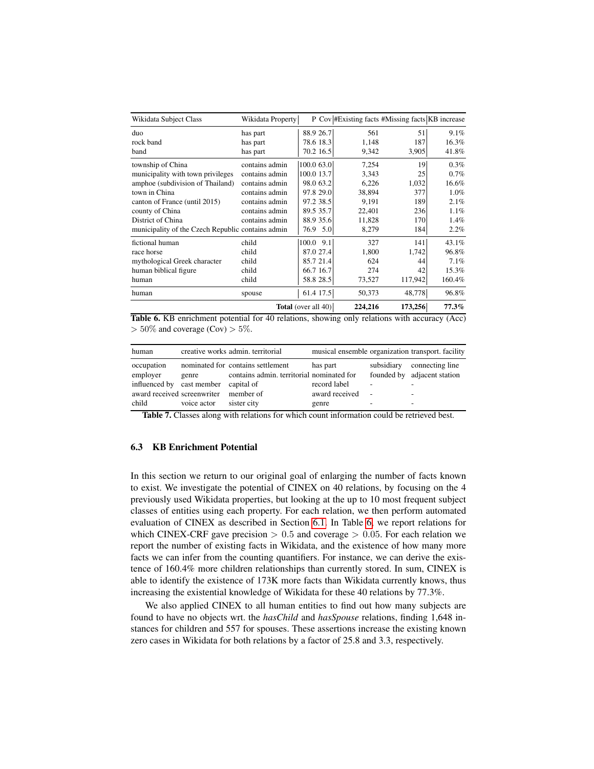| Wikidata Subject Class | Wikidata Property | P | Cov | #Existing facts | #Missing facts | KB increase |
|---|---|---|---|---|---|---|
| duo | has part | 88.9 | 26.7 | 561 | 51 | 9.1% |
| rock band | has part | 78.6 | 18.3 | 1,148 | 187 | 16.3% |
| band | has part | 70.2 | 16.5 | 9,342 | 3,905 | 41.8% |
| township of China | contains admin | 100.0 | 63.0 | 7,254 | 19 | 0.3% |
| municipality with town privileges | contains admin | 100.0 | 13.7 | 3,343 | 25 | 0.7% |
| amphoe (subdivision of Thailand) | contains admin | 98.0 | 63.2 | 6,226 | 1,032 | 16.6% |
| town in China | contains admin | 97.8 | 29.0 | 38,894 | 377 | 1.0% |
| canton of France (until 2015) | contains admin | 97.2 | 38.5 | 9,191 | 189 | 2.1% |
| county of China | contains admin | 89.5 | 35.7 | 22,401 | 236 | 1.1% |
| District of China | contains admin | 88.9 | 35.6 | 11,828 | 170 | 1.4% |
| municipality of the Czech Republic | contains admin | 76.9 | 5.0 | 8,279 | 184 | 2.2% |
| fictional human | child | 100.0 | 9.1 | 327 | 141 | 43.1% |
| race horse | child | 87.0 | 27.4 | 1,800 | 1,742 | 96.8% |
| mythological Greek character | child | 85.7 | 21.4 | 624 | 44 | 7.1% |
| human biblical figure | child | 66.7 | 16.7 | 274 | 42 | 15.3% |
| human | child | 58.8 | 28.5 | 73,527 | 117,942 | 160.4% |
| human | spouse | 61.4 | 17.5 | 50,373 | 48,778 | 96.8% |
| | **Total** (over all 40) | | | **224,216** | **173,256** | **77.3%** |

**Table 6.** KB enrichment potential for 40 relations, showing only relations with accuracy (Acc) $> 50\%$ and coverage (Cov) $> 5\%$.

| human | creative works | admin. territorial | musical ensemble | organization | transport. facility |
|---|---|---|---|---|---|
| occupation | nominated for | contains settlement | has part | subsidiary | connecting line |
| employer | genre | contains admin. territorial | nominated for | founded by | adjacent station |
| influenced by | cast member | capital of | record label | - | - |
| award received | screenwriter | member of | award received | - | - |
| child | voice actor | sister city | genre | - | - |

**Table 7.** Classes along with relations for which count information could be retrieved best.

### 6.3 KB Enrichment Potential

In this section we return to our original goal of enlarging the number of facts known to exist. We investigate the potential of CINEX on 40 relations, by focusing on the 4 previously used Wikidata properties, but looking at the up to 10 most frequent subject classes of entities using each property. For each relation, we then perform automated evaluation of CINEX as described in Section 6.1. In Table 6, we report relations for which CINEX-CRF gave precision $> 0.5$ and coverage $> 0.05$. For each relation we report the number of existing facts in Wikidata, and the existence of how many more facts we can infer from the counting quantifiers. For instance, we can derive the existence of 160.4% more children relationships than currently stored. In sum, CINEX is able to identify the existence of 173K more facts than Wikidata currently knows, thus increasing the existential knowledge of Wikidata for these 40 relations by 77.3%.

We also applied CINEX to all human entities to find out how many subjects are found to have no objects wrt. the *hasChild* and *hasSpouse* relations, finding 1,648 instances for children and 557 for spouses. These assertions increase the existing known zero cases in Wikidata for both relations by a factor of 25.8 and 3.3, respectively.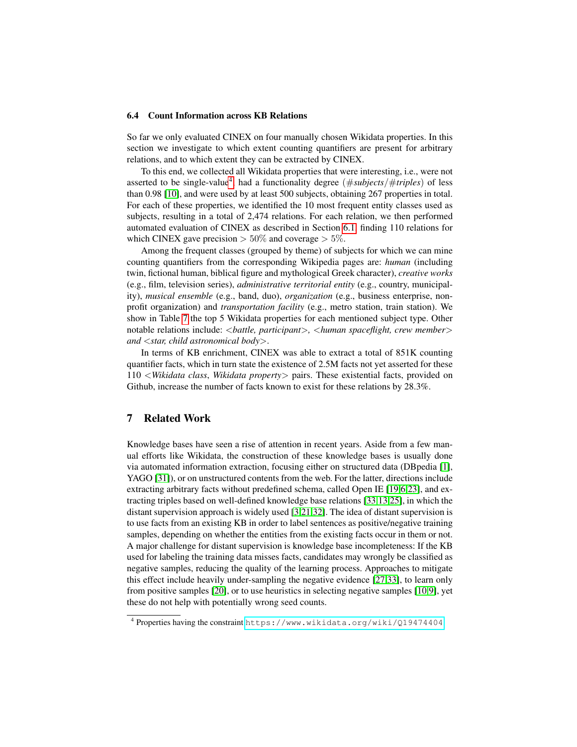### 6.4 Count Information across KB Relations

So far we only evaluated CINEX on four manually chosen Wikidata properties. In this section we investigate to which extent counting quantifiers are present for arbitrary relations, and to which extent they can be extracted by CINEX.

To this end, we collected all Wikidata properties that were interesting, i.e., were not asserted to be single-value[4], had a functionality degree ($\#subjects/\#triples$) of less than 0.98 [10], and were used by at least 500 subjects, obtaining 267 properties in total. For each of these properties, we identified the 10 most frequent entity classes used as subjects, resulting in a total of 2,474 relations. For each relation, we then performed automated evaluation of CINEX as described in Section 6.1, finding 110 relations for which CINEX gave precision $> 50\%$ and coverage $> 5\%$.

Among the frequent classes (grouped by theme) of subjects for which we can mine counting quantifiers from the corresponding Wikipedia pages are: *human* (including twin, fictional human, biblical figure and mythological Greek character), *creative works* (e.g., film, television series), *administrative territorial entity* (e.g., country, municipality), *musical ensemble* (e.g., band, duo), *organization* (e.g., business enterprise, non-profit organization) and *transportation facility* (e.g., metro station, train station). We show in Table 7 the top 5 Wikidata properties for each mentioned subject type. Other notable relations include: *<battle, participant>, <human spaceflight, crew member> and <star, child astronomical body>*.

In terms of KB enrichment, CINEX was able to extract a total of 851K counting quantifier facts, which in turn state the existence of 2.5M facts not yet asserted for these 110 *<Wikidata class, Wikidata property>* pairs. These existential facts, provided on Github, increase the number of facts known to exist for these relations by 28.3%.

## 7 Related Work

Knowledge bases have seen a rise of attention in recent years. Aside from a few manual efforts like Wikidata, the construction of these knowledge bases is usually done via automated information extraction, focusing either on structured data (DBpedia [1], YAGO [31]), or on unstructured contents from the web. For the latter, directions include extracting arbitrary facts without predefined schema, called Open IE [19,6,23], and extracting triples based on well-defined knowledge base relations [33,13,25], in which the distant supervision approach is widely used [3,21,32]. The idea of distant supervision is to use facts from an existing KB in order to label sentences as positive/negative training samples, depending on whether the entities from the existing facts occur in them or not. A major challenge for distant supervision is knowledge base incompleteness: If the KB used for labeling the training data misses facts, candidates may wrongly be classified as negative samples, reducing the quality of the learning process. Approaches to mitigate this effect include heavily under-sampling the negative evidence [27,33], to learn only from positive samples [20], or to use heuristics in selecting negative samples [10,9], yet these do not help with potentially wrong seed counts.

[4] Properties having the constraint https://www.wikidata.org/wiki/Q19474404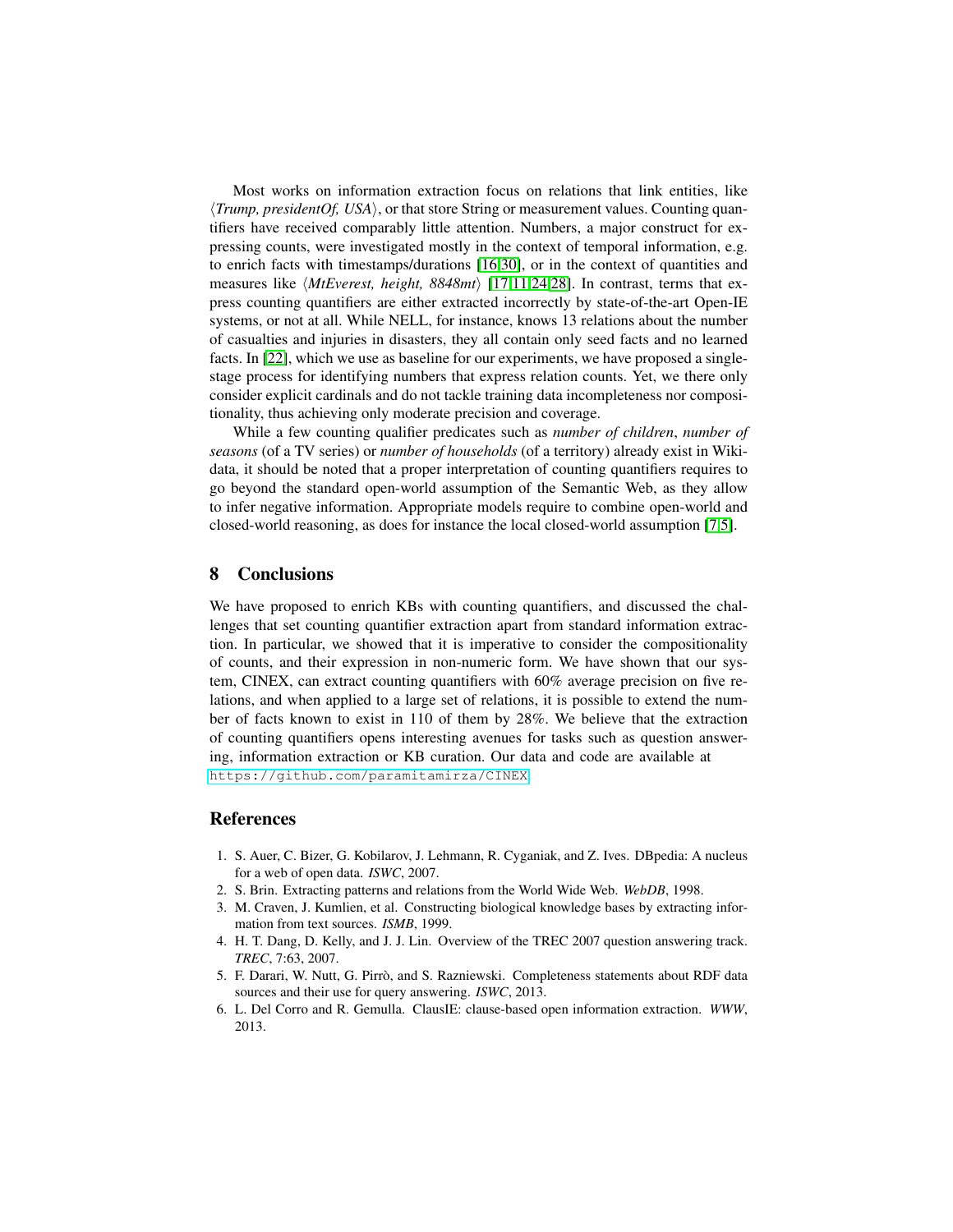Most works on information extraction focus on relations that link entities, like ⟨*Trump, presidentOf, USA*⟩, or that store String or measurement values. Counting quantifiers have received comparably little attention. Numbers, a major construct for expressing counts, were investigated mostly in the context of temporal information, e.g. to enrich facts with timestamps/durations [16,30], or in the context of quantities and measures like ⟨*MtEverest, height, 8848mt*⟩ [17,11,24,28]. In contrast, terms that express counting quantifiers are either extracted incorrectly by state-of-the-art Open-IE systems, or not at all. While NELL, for instance, knows 13 relations about the number of casualties and injuries in disasters, they all contain only seed facts and no learned facts. In [22], which we use as baseline for our experiments, we have proposed a single-stage process for identifying numbers that express relation counts. Yet, we there only consider explicit cardinals and do not tackle training data incompleteness nor compositionality, thus achieving only moderate precision and coverage.

While a few counting qualifier predicates such as *number of children*, *number of seasons* (of a TV series) or *number of households* (of a territory) already exist in Wikidata, it should be noted that a proper interpretation of counting quantifiers requires to go beyond the standard open-world assumption of the Semantic Web, as they allow to infer negative information. Appropriate models require to combine open-world and closed-world reasoning, as does for instance the local closed-world assumption [7,5].

## 8 Conclusions

We have proposed to enrich KBs with counting quantifiers, and discussed the challenges that set counting quantifier extraction apart from standard information extraction. In particular, we showed that it is imperative to consider the compositionality of counts, and their expression in non-numeric form. We have shown that our system, CINEX, can extract counting quantifiers with 60% average precision on five relations, and when applied to a large set of relations, it is possible to extend the number of facts known to exist in 110 of them by 28%. We believe that the extraction of counting quantifiers opens interesting avenues for tasks such as question answering, information extraction or KB curation. Our data and code are available at https://github.com/paramitamirza/CINEX.

## References

1. S. Auer, C. Bizer, G. Kobilarov, J. Lehmann, R. Cyganiak, and Z. Ives. DBpedia: A nucleus for a web of open data. *ISWC*, 2007.
2. S. Brin. Extracting patterns and relations from the World Wide Web. *WebDB*, 1998.
3. M. Craven, J. Kumlien, et al. Constructing biological knowledge bases by extracting information from text sources. *ISMB*, 1999.
4. H. T. Dang, D. Kelly, and J. J. Lin. Overview of the TREC 2007 question answering track. *TREC*, 7:63, 2007.
5. F. Darari, W. Nutt, G. Pirrò, and S. Razniewski. Completeness statements about RDF data sources and their use for query answering. *ISWC*, 2013.
6. L. Del Corro and R. Gemulla. ClausIE: clause-based open information extraction. *WWW*, 2013.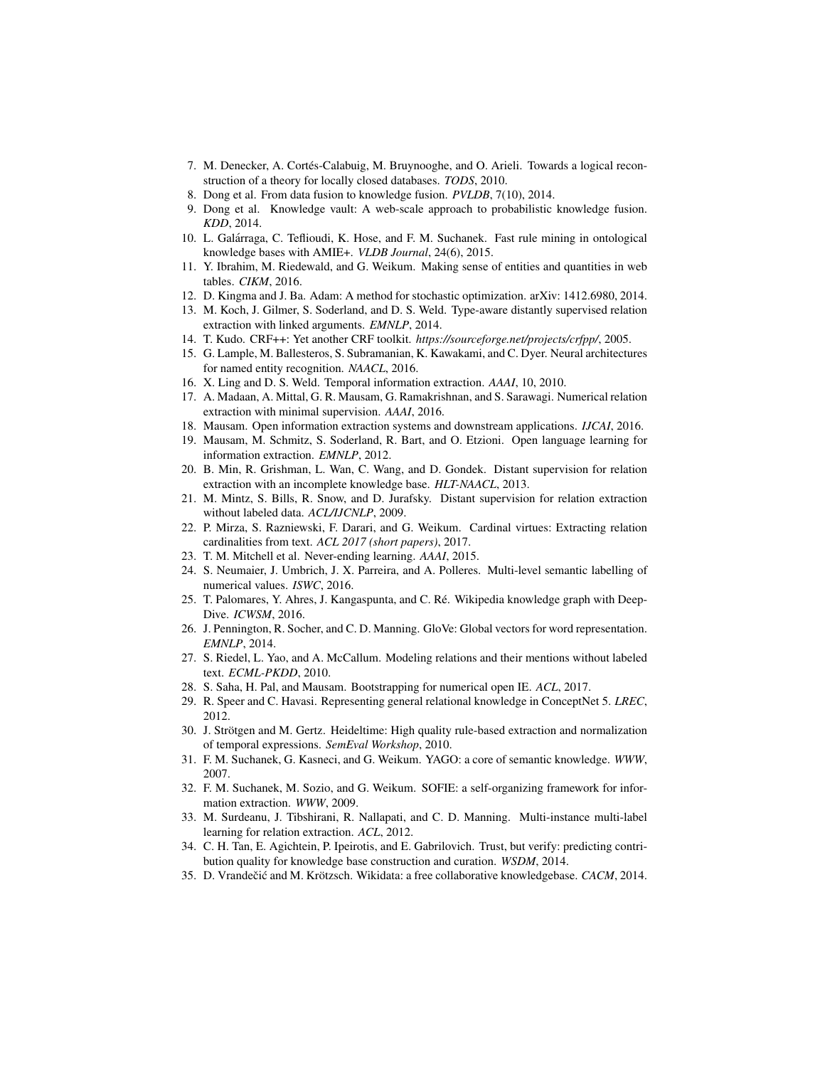7. M. Denecker, A. Cortés-Calabuig, M. Bruynooghe, and O. Arieli. Towards a logical reconstruction of a theory for locally closed databases. *TODS*, 2010.
8. Dong et al. From data fusion to knowledge fusion. *PVLDB*, 7(10), 2014.
9. Dong et al. Knowledge vault: A web-scale approach to probabilistic knowledge fusion. *KDD*, 2014.
10. L. Galárraga, C. Teflioudi, K. Hose, and F. M. Suchanek. Fast rule mining in ontological knowledge bases with AMIE+. *VLDB Journal*, 24(6), 2015.
11. Y. Ibrahim, M. Riedewald, and G. Weikum. Making sense of entities and quantities in web tables. *CIKM*, 2016.
12. D. Kingma and J. Ba. Adam: A method for stochastic optimization. arXiv: 1412.6980, 2014.
13. M. Koch, J. Gilmer, S. Soderland, and D. S. Weld. Type-aware distantly supervised relation extraction with linked arguments. *EMNLP*, 2014.
14. T. Kudo. CRF++: Yet another CRF toolkit. *https://sourceforge.net/projects/crfpp/*, 2005.
15. G. Lample, M. Ballesteros, S. Subramanian, K. Kawakami, and C. Dyer. Neural architectures for named entity recognition. *NAACL*, 2016.
16. X. Ling and D. S. Weld. Temporal information extraction. *AAAI*, 10, 2010.
17. A. Madaan, A. Mittal, G. R. Mausam, G. Ramakrishnan, and S. Sarawagi. Numerical relation extraction with minimal supervision. *AAAI*, 2016.
18. Mausam. Open information extraction systems and downstream applications. *IJCAI*, 2016.
19. Mausam, M. Schmitz, S. Soderland, R. Bart, and O. Etzioni. Open language learning for information extraction. *EMNLP*, 2012.
20. B. Min, R. Grishman, L. Wan, C. Wang, and D. Gondek. Distant supervision for relation extraction with an incomplete knowledge base. *HLT-NAACL*, 2013.
21. M. Mintz, S. Bills, R. Snow, and D. Jurafsky. Distant supervision for relation extraction without labeled data. *ACL/IJCNLP*, 2009.
22. P. Mirza, S. Razniewski, F. Darari, and G. Weikum. Cardinal virtues: Extracting relation cardinalities from text. *ACL 2017 (short papers)*, 2017.
23. T. M. Mitchell et al. Never-ending learning. *AAAI*, 2015.
24. S. Neumaier, J. Umbrich, J. X. Parreira, and A. Polleres. Multi-level semantic labelling of numerical values. *ISWC*, 2016.
25. T. Palomares, Y. Ahres, J. Kangaspunta, and C. Ré. Wikipedia knowledge graph with DeepDive. *ICWSM*, 2016.
26. J. Pennington, R. Socher, and C. D. Manning. GloVe: Global vectors for word representation. *EMNLP*, 2014.
27. S. Riedel, L. Yao, and A. McCallum. Modeling relations and their mentions without labeled text. *ECML-PKDD*, 2010.
28. S. Saha, H. Pal, and Mausam. Bootstrapping for numerical open IE. *ACL*, 2017.
29. R. Speer and C. Havasi. Representing general relational knowledge in ConceptNet 5. *LREC*, 2012.
30. J. Strötgen and M. Gertz. Heideltime: High quality rule-based extraction and normalization of temporal expressions. *SemEval Workshop*, 2010.
31. F. M. Suchanek, G. Kasneci, and G. Weikum. YAGO: a core of semantic knowledge. *WWW*, 2007.
32. F. M. Suchanek, M. Sozio, and G. Weikum. SOFIE: a self-organizing framework for information extraction. *WWW*, 2009.
33. M. Surdeanu, J. Tibshirani, R. Nallapati, and C. D. Manning. Multi-instance multi-label learning for relation extraction. *ACL*, 2012.
34. C. H. Tan, E. Agichtein, P. Ipeirotis, and E. Gabrilovich. Trust, but verify: predicting contribution quality for knowledge base construction and curation. *WSDM*, 2014.
35. D. Vrandečić and M. Krötzsch. Wikidata: a free collaborative knowledgebase. *CACM*, 2014.